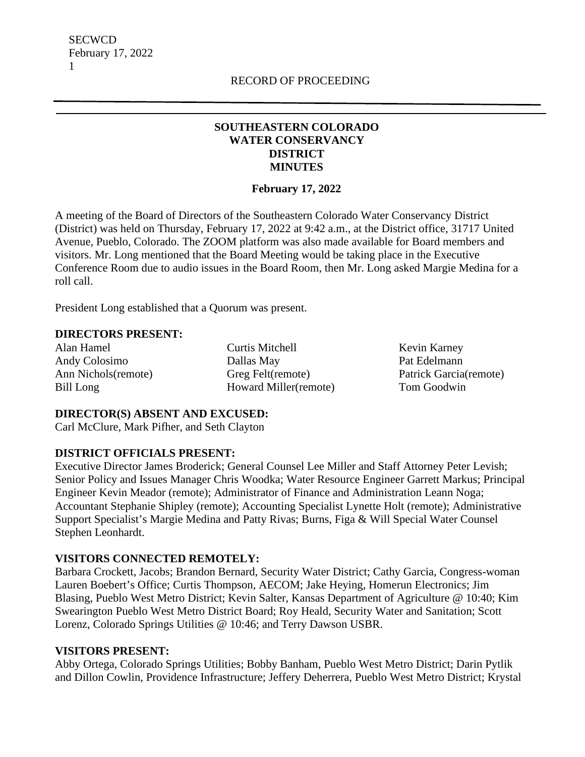RECORD OF PROCEEDING

# SOUTHEASTERN COLORADO WATER CONSERVANCY DISTRICT MINUTES

**February 17, 2022**

A meeting of the Board of Directors of the Southeastern Colorado Water Conservancy District (District) was held on Thursday, February 17, 2022 at 9:42 a.m., at the District office, 31717 United Avenue, Pueblo, Colorado. The ZOOM platform was also made available for Board members and visitors. Mr. Long mentioned that the Board Meeting would be taking place in the Executive Conference Room due to audio issues in the Board Room, then Mr. Long asked Margie Medina for a roll call.

President Long established that a Quorum was present.

**DIRECTORS PRESENT:**

Alan Hamel
Andy Colosimo
Ann Nichols(remote)
Bill Long
Curtis Mitchell
Dallas May
Greg Felt(remote)
Howard Miller(remote)
Kevin Karney
Pat Edelmann
Patrick Garcia(remote)
Tom Goodwin

**DIRECTOR(S) ABSENT AND EXCUSED:**
Carl McClure, Mark Pifher, and Seth Clayton

**DISTRICT OFFICIALS PRESENT:**
Executive Director James Broderick; General Counsel Lee Miller and Staff Attorney Peter Levish; Senior Policy and Issues Manager Chris Woodka; Water Resource Engineer Garrett Markus; Principal Engineer Kevin Meador (remote); Administrator of Finance and Administration Leann Noga; Accountant Stephanie Shipley (remote); Accounting Specialist Lynette Holt (remote); Administrative Support Specialist's Margie Medina and Patty Rivas; Burns, Figa & Will Special Water Counsel Stephen Leonhardt.

**VISITORS CONNECTED REMOTELY:**
Barbara Crockett, Jacobs; Brandon Bernard, Security Water District; Cathy Garcia, Congress-woman Lauren Boebert's Office; Curtis Thompson, AECOM; Jake Heying, Homerun Electronics; Jim Blasing, Pueblo West Metro District; Kevin Salter, Kansas Department of Agriculture @ 10:40; Kim Swearington Pueblo West Metro District Board; Roy Heald, Security Water and Sanitation; Scott Lorenz, Colorado Springs Utilities @ 10:46; and Terry Dawson USBR.

**VISITORS PRESENT:**
Abby Ortega, Colorado Springs Utilities; Bobby Banham, Pueblo West Metro District; Darin Pytlik and Dillon Cowlin, Providence Infrastructure; Jeffery Deherrera, Pueblo West Metro District; Krystal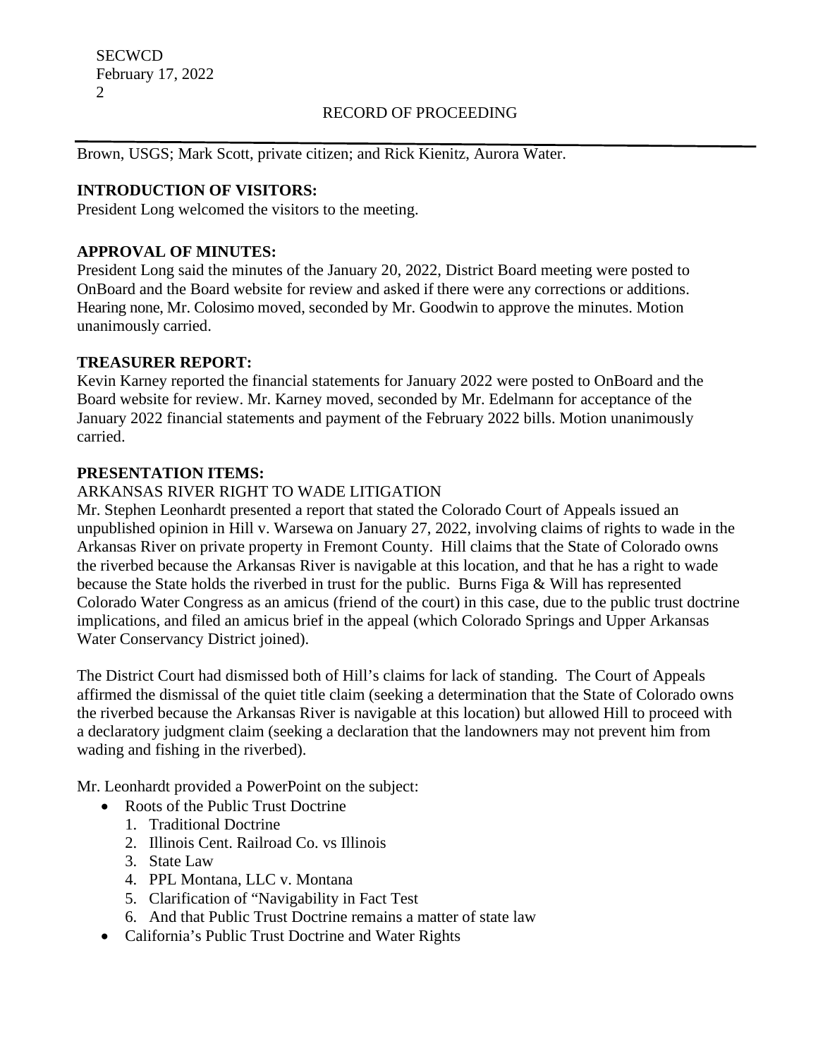Brown, USGS; Mark Scott, private citizen; and Rick Kienitz, Aurora Water.

**INTRODUCTION OF VISITORS:**
President Long welcomed the visitors to the meeting.

**APPROVAL OF MINUTES:**
President Long said the minutes of the January 20, 2022, District Board meeting were posted to OnBoard and the Board website for review and asked if there were any corrections or additions. Hearing none, Mr. Colosimo moved, seconded by Mr. Goodwin to approve the minutes. Motion unanimously carried.

**TREASURER REPORT:**
Kevin Karney reported the financial statements for January 2022 were posted to OnBoard and the Board website for review. Mr. Karney moved, seconded by Mr. Edelmann for acceptance of the January 2022 financial statements and payment of the February 2022 bills. Motion unanimously carried.

**PRESENTATION ITEMS:**
ARKANSAS RIVER RIGHT TO WADE LITIGATION
Mr. Stephen Leonhardt presented a report that stated the Colorado Court of Appeals issued an unpublished opinion in Hill v. Warsewa on January 27, 2022, involving claims of rights to wade in the Arkansas River on private property in Fremont County. Hill claims that the State of Colorado owns the riverbed because the Arkansas River is navigable at this location, and that he has a right to wade because the State holds the riverbed in trust for the public. Burns Figa & Will has represented Colorado Water Congress as an amicus (friend of the court) in this case, due to the public trust doctrine implications, and filed an amicus brief in the appeal (which Colorado Springs and Upper Arkansas Water Conservancy District joined).

The District Court had dismissed both of Hill's claims for lack of standing. The Court of Appeals affirmed the dismissal of the quiet title claim (seeking a determination that the State of Colorado owns the riverbed because the Arkansas River is navigable at this location) but allowed Hill to proceed with a declaratory judgment claim (seeking a declaration that the landowners may not prevent him from wading and fishing in the riverbed).

Mr. Leonhardt provided a PowerPoint on the subject:

- Roots of the Public Trust Doctrine
  1. Traditional Doctrine
  2. Illinois Cent. Railroad Co. vs Illinois
  3. State Law
  4. PPL Montana, LLC v. Montana
  5. Clarification of "Navigability in Fact Test
  6. And that Public Trust Doctrine remains a matter of state law
- California's Public Trust Doctrine and Water Rights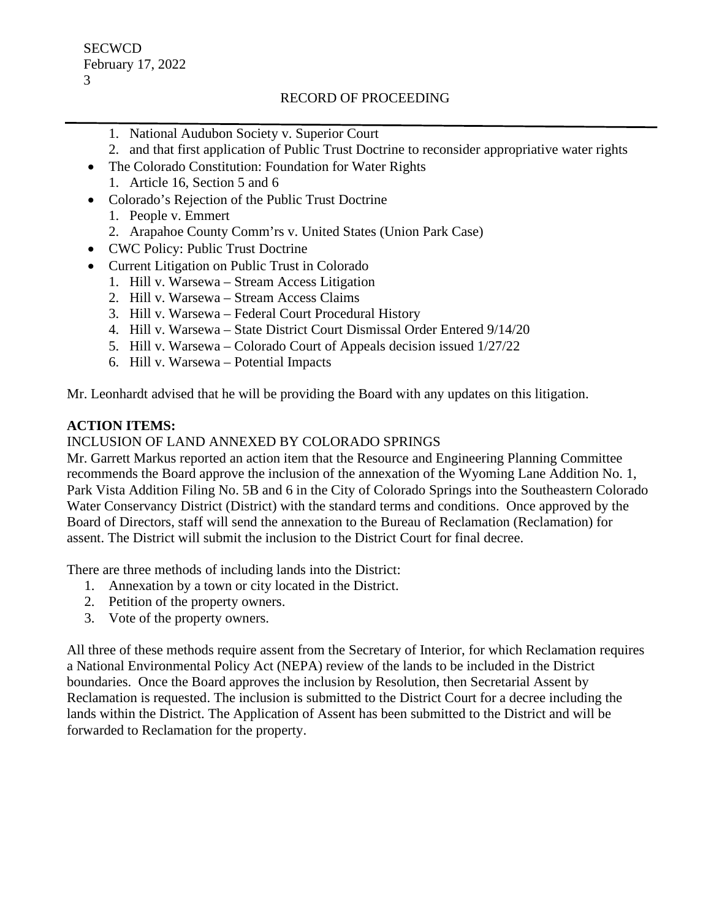1. National Audubon Society v. Superior Court
   2. and that first application of Public Trust Doctrine to reconsider appropriative water rights
- The Colorado Constitution: Foundation for Water Rights
  1. Article 16, Section 5 and 6
- Colorado's Rejection of the Public Trust Doctrine
  1. People v. Emmert
  2. Arapahoe County Comm'rs v. United States (Union Park Case)
- CWC Policy: Public Trust Doctrine
- Current Litigation on Public Trust in Colorado
  1. Hill v. Warsewa – Stream Access Litigation
  2. Hill v. Warsewa – Stream Access Claims
  3. Hill v. Warsewa – Federal Court Procedural History
  4. Hill v. Warsewa – State District Court Dismissal Order Entered 9/14/20
  5. Hill v. Warsewa – Colorado Court of Appeals decision issued 1/27/22
  6. Hill v. Warsewa – Potential Impacts

Mr. Leonhardt advised that he will be providing the Board with any updates on this litigation.

**ACTION ITEMS:**

INCLUSION OF LAND ANNEXED BY COLORADO SPRINGS

Mr. Garrett Markus reported an action item that the Resource and Engineering Planning Committee recommends the Board approve the inclusion of the annexation of the Wyoming Lane Addition No. 1, Park Vista Addition Filing No. 5B and 6 in the City of Colorado Springs into the Southeastern Colorado Water Conservancy District (District) with the standard terms and conditions. Once approved by the Board of Directors, staff will send the annexation to the Bureau of Reclamation (Reclamation) for assent. The District will submit the inclusion to the District Court for final decree.

There are three methods of including lands into the District:

1. Annexation by a town or city located in the District.
2. Petition of the property owners.
3. Vote of the property owners.

All three of these methods require assent from the Secretary of Interior, for which Reclamation requires a National Environmental Policy Act (NEPA) review of the lands to be included in the District boundaries. Once the Board approves the inclusion by Resolution, then Secretarial Assent by Reclamation is requested. The inclusion is submitted to the District Court for a decree including the lands within the District. The Application of Assent has been submitted to the District and will be forwarded to Reclamation for the property.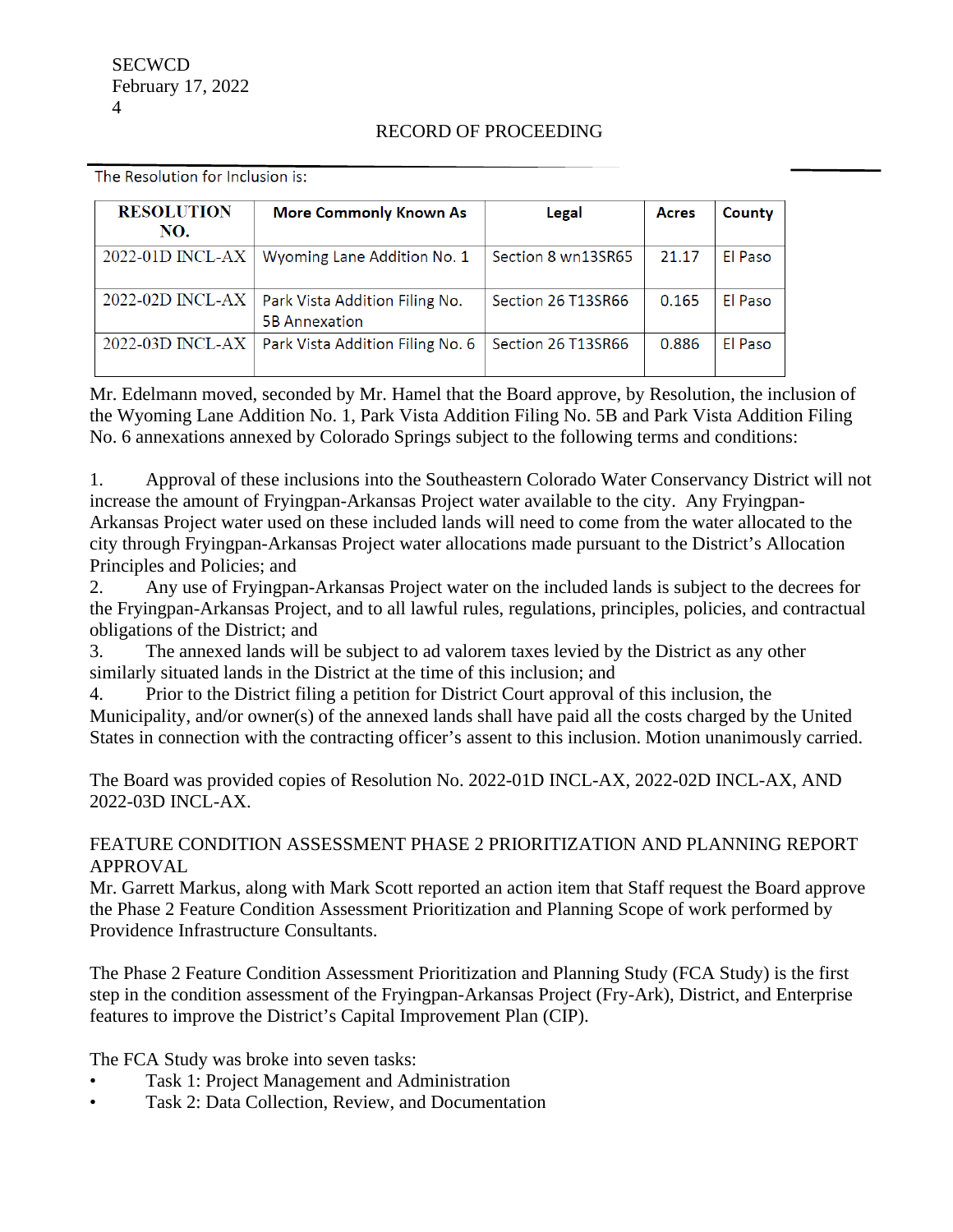RECORD OF PROCEEDING

The Resolution for Inclusion is:

| RESOLUTION NO. | More Commonly Known As | Legal | Acres | County |
|---|---|---|---|---|
| 2022-01D INCL-AX | Wyoming Lane Addition No. 1 | Section 8 wn13SR65 | 21.17 | El Paso |
| 2022-02D INCL-AX | Park Vista Addition Filing No. 5B Annexation | Section 26 T13SR66 | 0.165 | El Paso |
| 2022-03D INCL-AX | Park Vista Addition Filing No. 6 | Section 26 T13SR66 | 0.886 | El Paso |

Mr. Edelmann moved, seconded by Mr. Hamel that the Board approve, by Resolution, the inclusion of the Wyoming Lane Addition No. 1, Park Vista Addition Filing No. 5B and Park Vista Addition Filing No. 6 annexations annexed by Colorado Springs subject to the following terms and conditions:

1. Approval of these inclusions into the Southeastern Colorado Water Conservancy District will not increase the amount of Fryingpan-Arkansas Project water available to the city. Any Fryingpan-Arkansas Project water used on these included lands will need to come from the water allocated to the city through Fryingpan-Arkansas Project water allocations made pursuant to the District's Allocation Principles and Policies; and
2. Any use of Fryingpan-Arkansas Project water on the included lands is subject to the decrees for the Fryingpan-Arkansas Project, and to all lawful rules, regulations, principles, policies, and contractual obligations of the District; and
3. The annexed lands will be subject to ad valorem taxes levied by the District as any other similarly situated lands in the District at the time of this inclusion; and
4. Prior to the District filing a petition for District Court approval of this inclusion, the Municipality, and/or owner(s) of the annexed lands shall have paid all the costs charged by the United States in connection with the contracting officer's assent to this inclusion. Motion unanimously carried.

The Board was provided copies of Resolution No. 2022-01D INCL-AX, 2022-02D INCL-AX, AND 2022-03D INCL-AX.

FEATURE CONDITION ASSESSMENT PHASE 2 PRIORITIZATION AND PLANNING REPORT APPROVAL

Mr. Garrett Markus, along with Mark Scott reported an action item that Staff request the Board approve the Phase 2 Feature Condition Assessment Prioritization and Planning Scope of work performed by Providence Infrastructure Consultants.

The Phase 2 Feature Condition Assessment Prioritization and Planning Study (FCA Study) is the first step in the condition assessment of the Fryingpan-Arkansas Project (Fry-Ark), District, and Enterprise features to improve the District's Capital Improvement Plan (CIP).

The FCA Study was broke into seven tasks:

- Task 1: Project Management and Administration
- Task 2: Data Collection, Review, and Documentation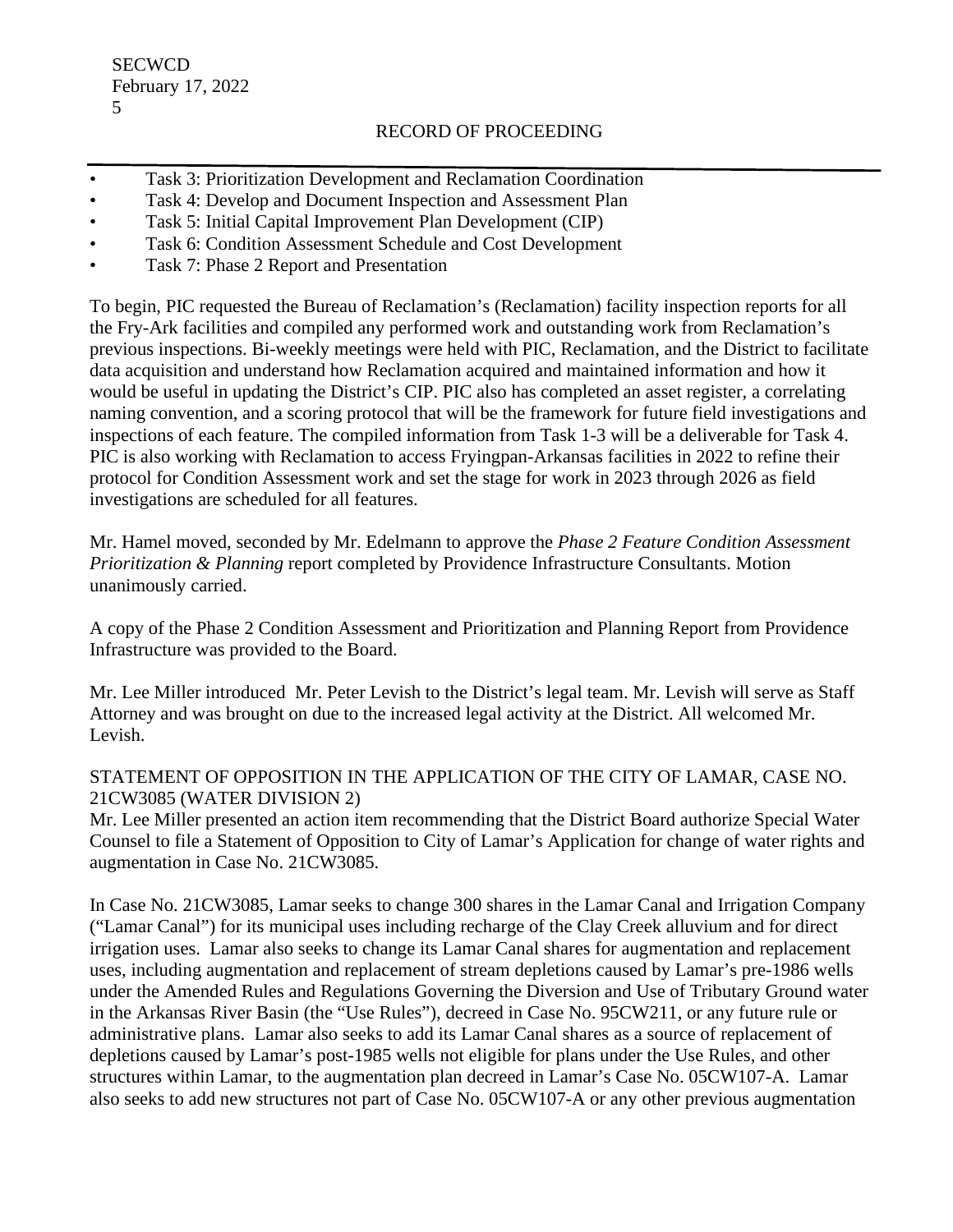- Task 3: Prioritization Development and Reclamation Coordination
- Task 4: Develop and Document Inspection and Assessment Plan
- Task 5: Initial Capital Improvement Plan Development (CIP)
- Task 6: Condition Assessment Schedule and Cost Development
- Task 7: Phase 2 Report and Presentation

To begin, PIC requested the Bureau of Reclamation's (Reclamation) facility inspection reports for all the Fry-Ark facilities and compiled any performed work and outstanding work from Reclamation's previous inspections. Bi-weekly meetings were held with PIC, Reclamation, and the District to facilitate data acquisition and understand how Reclamation acquired and maintained information and how it would be useful in updating the District's CIP. PIC also has completed an asset register, a correlating naming convention, and a scoring protocol that will be the framework for future field investigations and inspections of each feature. The compiled information from Task 1-3 will be a deliverable for Task 4. PIC is also working with Reclamation to access Fryingpan-Arkansas facilities in 2022 to refine their protocol for Condition Assessment work and set the stage for work in 2023 through 2026 as field investigations are scheduled for all features.

Mr. Hamel moved, seconded by Mr. Edelmann to approve the *Phase 2 Feature Condition Assessment Prioritization & Planning* report completed by Providence Infrastructure Consultants. Motion unanimously carried.

A copy of the Phase 2 Condition Assessment and Prioritization and Planning Report from Providence Infrastructure was provided to the Board.

Mr. Lee Miller introduced Mr. Peter Levish to the District's legal team. Mr. Levish will serve as Staff Attorney and was brought on due to the increased legal activity at the District. All welcomed Mr. Levish.

STATEMENT OF OPPOSITION IN THE APPLICATION OF THE CITY OF LAMAR, CASE NO. 21CW3085 (WATER DIVISION 2)

Mr. Lee Miller presented an action item recommending that the District Board authorize Special Water Counsel to file a Statement of Opposition to City of Lamar's Application for change of water rights and augmentation in Case No. 21CW3085.

In Case No. 21CW3085, Lamar seeks to change 300 shares in the Lamar Canal and Irrigation Company ("Lamar Canal") for its municipal uses including recharge of the Clay Creek alluvium and for direct irrigation uses. Lamar also seeks to change its Lamar Canal shares for augmentation and replacement uses, including augmentation and replacement of stream depletions caused by Lamar's pre-1986 wells under the Amended Rules and Regulations Governing the Diversion and Use of Tributary Ground water in the Arkansas River Basin (the "Use Rules"), decreed in Case No. 95CW211, or any future rule or administrative plans. Lamar also seeks to add its Lamar Canal shares as a source of replacement of depletions caused by Lamar's post-1985 wells not eligible for plans under the Use Rules, and other structures within Lamar, to the augmentation plan decreed in Lamar's Case No. 05CW107-A. Lamar also seeks to add new structures not part of Case No. 05CW107-A or any other previous augmentation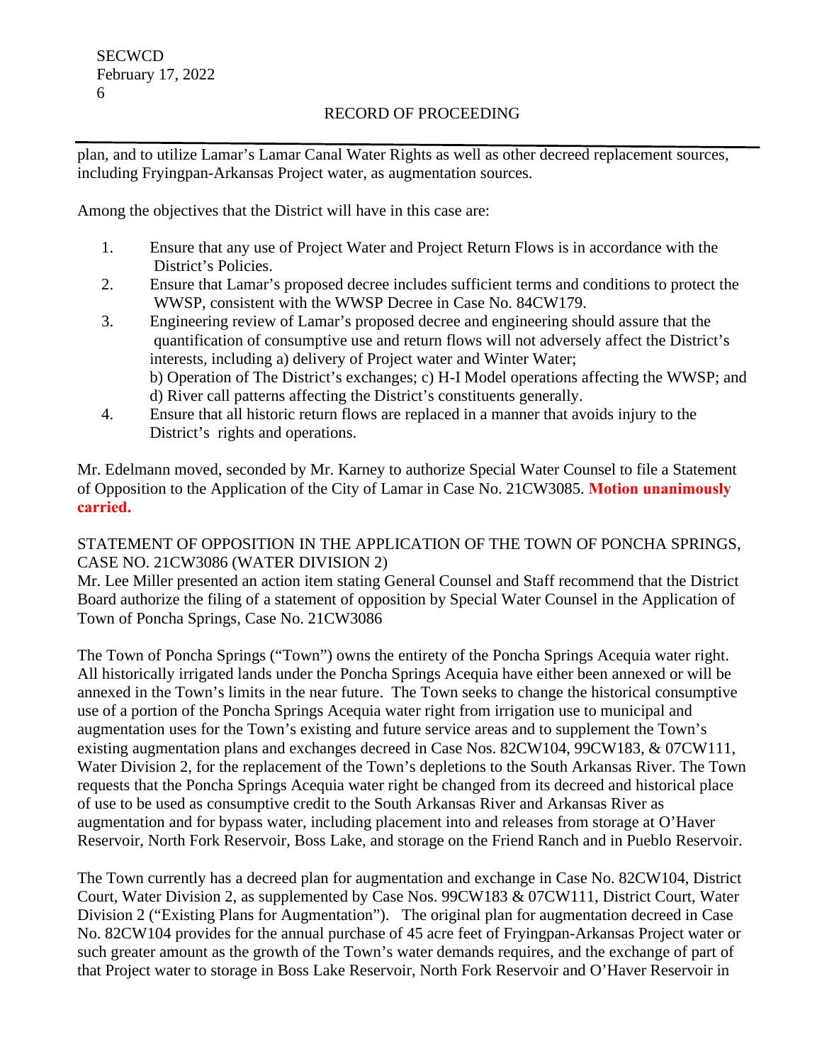plan, and to utilize Lamar's Lamar Canal Water Rights as well as other decreed replacement sources, including Fryingpan-Arkansas Project water, as augmentation sources.

Among the objectives that the District will have in this case are:

1. Ensure that any use of Project Water and Project Return Flows is in accordance with the District's Policies.
2. Ensure that Lamar's proposed decree includes sufficient terms and conditions to protect the WWSP, consistent with the WWSP Decree in Case No. 84CW179.
3. Engineering review of Lamar's proposed decree and engineering should assure that the quantification of consumptive use and return flows will not adversely affect the District's interests, including a) delivery of Project water and Winter Water; b) Operation of The District's exchanges; c) H-I Model operations affecting the WWSP; and d) River call patterns affecting the District's constituents generally.
4. Ensure that all historic return flows are replaced in a manner that avoids injury to the District's rights and operations.

Mr. Edelmann moved, seconded by Mr. Karney to authorize Special Water Counsel to file a Statement of Opposition to the Application of the City of Lamar in Case No. 21CW3085. **Motion unanimously carried.**

STATEMENT OF OPPOSITION IN THE APPLICATION OF THE TOWN OF PONCHA SPRINGS, CASE NO. 21CW3086 (WATER DIVISION 2)
Mr. Lee Miller presented an action item stating General Counsel and Staff recommend that the District Board authorize the filing of a statement of opposition by Special Water Counsel in the Application of Town of Poncha Springs, Case No. 21CW3086

The Town of Poncha Springs ("Town") owns the entirety of the Poncha Springs Acequia water right. All historically irrigated lands under the Poncha Springs Acequia have either been annexed or will be annexed in the Town's limits in the near future. The Town seeks to change the historical consumptive use of a portion of the Poncha Springs Acequia water right from irrigation use to municipal and augmentation uses for the Town's existing and future service areas and to supplement the Town's existing augmentation plans and exchanges decreed in Case Nos. 82CW104, 99CW183, & 07CW111, Water Division 2, for the replacement of the Town's depletions to the South Arkansas River. The Town requests that the Poncha Springs Acequia water right be changed from its decreed and historical place of use to be used as consumptive credit to the South Arkansas River and Arkansas River as augmentation and for bypass water, including placement into and releases from storage at O'Haver Reservoir, North Fork Reservoir, Boss Lake, and storage on the Friend Ranch and in Pueblo Reservoir.

The Town currently has a decreed plan for augmentation and exchange in Case No. 82CW104, District Court, Water Division 2, as supplemented by Case Nos. 99CW183 & 07CW111, District Court, Water Division 2 ("Existing Plans for Augmentation"). The original plan for augmentation decreed in Case No. 82CW104 provides for the annual purchase of 45 acre feet of Fryingpan-Arkansas Project water or such greater amount as the growth of the Town's water demands requires, and the exchange of part of that Project water to storage in Boss Lake Reservoir, North Fork Reservoir and O'Haver Reservoir in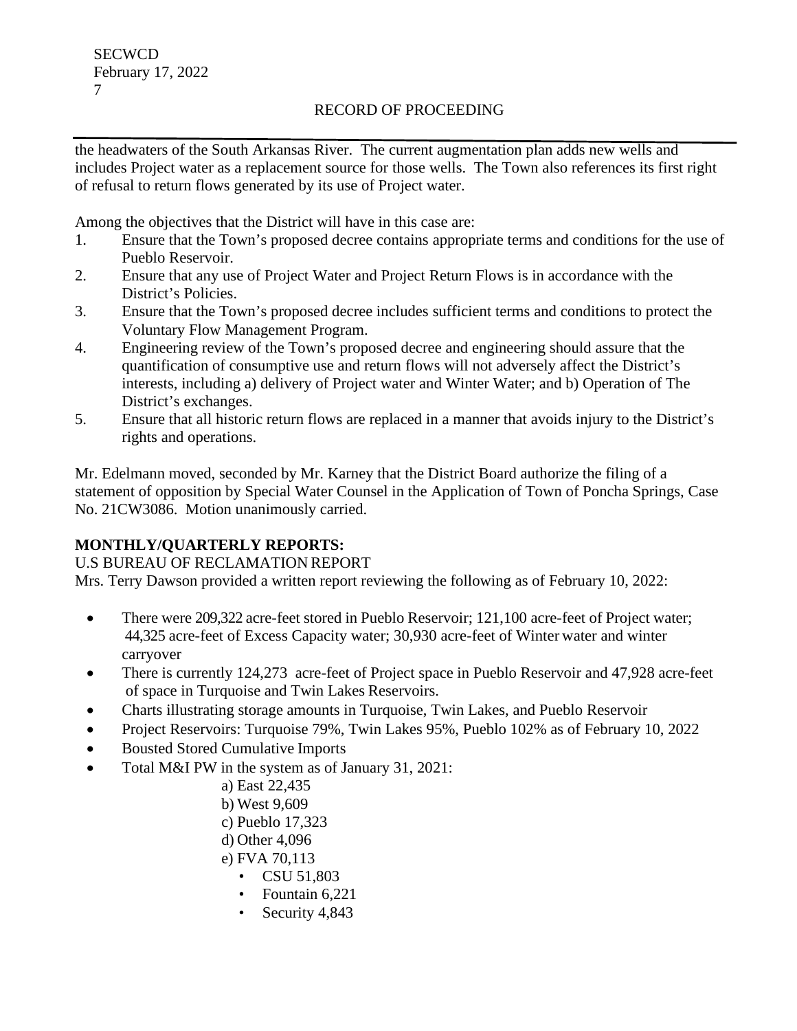the headwaters of the South Arkansas River. The current augmentation plan adds new wells and includes Project water as a replacement source for those wells. The Town also references its first right of refusal to return flows generated by its use of Project water.

Among the objectives that the District will have in this case are:

1. Ensure that the Town's proposed decree contains appropriate terms and conditions for the use of Pueblo Reservoir.
2. Ensure that any use of Project Water and Project Return Flows is in accordance with the District's Policies.
3. Ensure that the Town's proposed decree includes sufficient terms and conditions to protect the Voluntary Flow Management Program.
4. Engineering review of the Town's proposed decree and engineering should assure that the quantification of consumptive use and return flows will not adversely affect the District's interests, including a) delivery of Project water and Winter Water; and b) Operation of The District's exchanges.
5. Ensure that all historic return flows are replaced in a manner that avoids injury to the District's rights and operations.

Mr. Edelmann moved, seconded by Mr. Karney that the District Board authorize the filing of a statement of opposition by Special Water Counsel in the Application of Town of Poncha Springs, Case No. 21CW3086. Motion unanimously carried.

**MONTHLY/QUARTERLY REPORTS:**

U.S BUREAU OF RECLAMATION REPORT

Mrs. Terry Dawson provided a written report reviewing the following as of February 10, 2022:

- There were 209,322 acre-feet stored in Pueblo Reservoir; 121,100 acre-feet of Project water; 44,325 acre-feet of Excess Capacity water; 30,930 acre-feet of Winter water and winter carryover
- There is currently 124,273 acre-feet of Project space in Pueblo Reservoir and 47,928 acre-feet of space in Turquoise and Twin Lakes Reservoirs.
- Charts illustrating storage amounts in Turquoise, Twin Lakes, and Pueblo Reservoir
- Project Reservoirs: Turquoise 79%, Twin Lakes 95%, Pueblo 102% as of February 10, 2022
- Bousted Stored Cumulative Imports
- Total M&I PW in the system as of January 31, 2021:
  - a) East 22,435
  - b) West 9,609
  - c) Pueblo 17,323
  - d) Other 4,096
  - e) FVA 70,113
    - CSU 51,803
    - Fountain 6,221
    - Security 4,843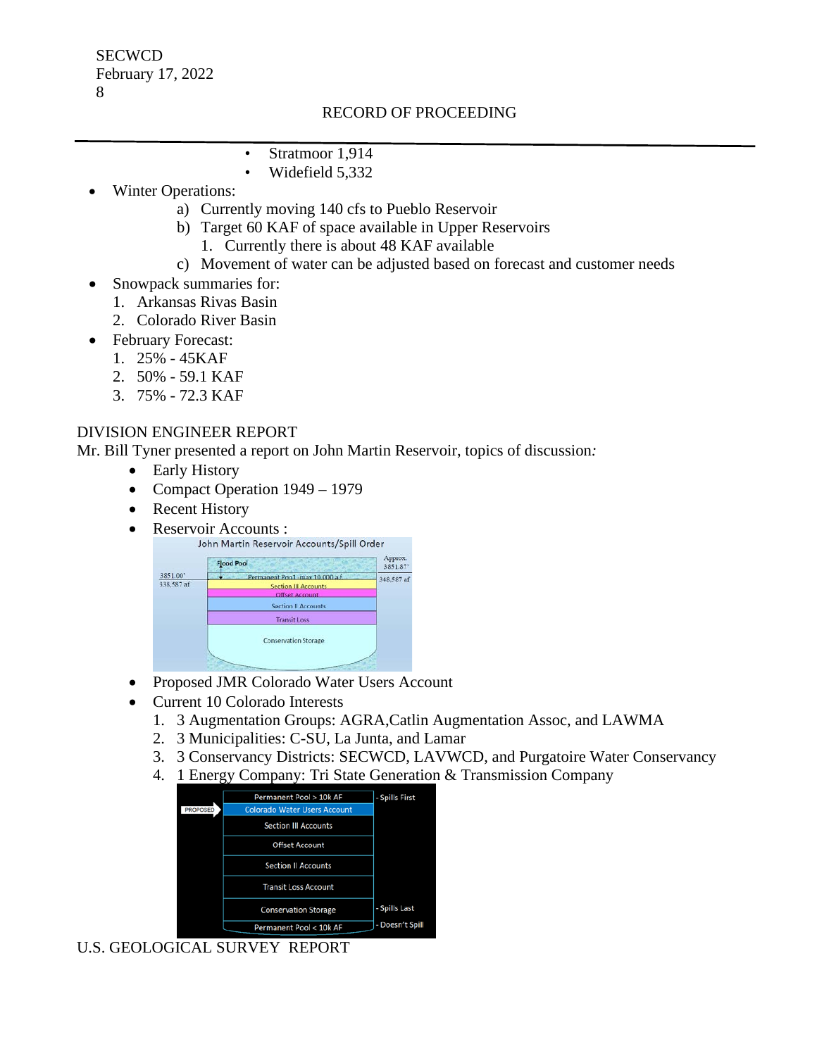- Stratmoor 1,914
- Widefield 5,332

- Winter Operations:
  - a) Currently moving 140 cfs to Pueblo Reservoir
  - b) Target 60 KAF of space available in Upper Reservoirs
    1. Currently there is about 48 KAF available
  - c) Movement of water can be adjusted based on forecast and customer needs
- Snowpack summaries for:
  1. Arkansas Rivas Basin
  2. Colorado River Basin
- February Forecast:
  1. 25% - 45KAF
  2. 50% - 59.1 KAF
  3. 75% - 72.3 KAF

DIVISION ENGINEER REPORT

Mr. Bill Tyner presented a report on John Martin Reservoir, topics of discussion*:*

- Early History
- Compact Operation 1949 – 1979
- Recent History
- Reservoir Accounts :

John Martin Reservoir Accounts/Spill Order

- Flood Pool (Approx. 3851.87' / 348,587 af)
- Permanent Pool - max 10,000 a.f. (3851.00' / 338,587 af)
- Section III Accounts
- Offset Account
- Section II Accounts
- Transit Loss
- Conservation Storage

- Proposed JMR Colorado Water Users Account
- Current 10 Colorado Interests
  1. 3 Augmentation Groups: AGRA,Catlin Augmentation Assoc, and LAWMA
  2. 3 Municipalities: C-SU, La Junta, and Lamar
  3. 3 Conservancy Districts: SECWCD, LAVWCD, and Purgatoire Water Conservancy
  4. 1 Energy Company: Tri State Generation & Transmission Company

| | Account | Spill Order |
|---|---|---|
| | Permanent Pool > 10k AF | - Spills First |
| PROPOSED | Colorado Water Users Account | |
| | Section III Accounts | |
| | Offset Account | |
| | Section II Accounts | |
| | Transit Loss Account | |
| | Conservation Storage | - Spills Last |
| | Permanent Pool < 10k AF | - Doesn't Spill |

U.S. GEOLOGICAL SURVEY REPORT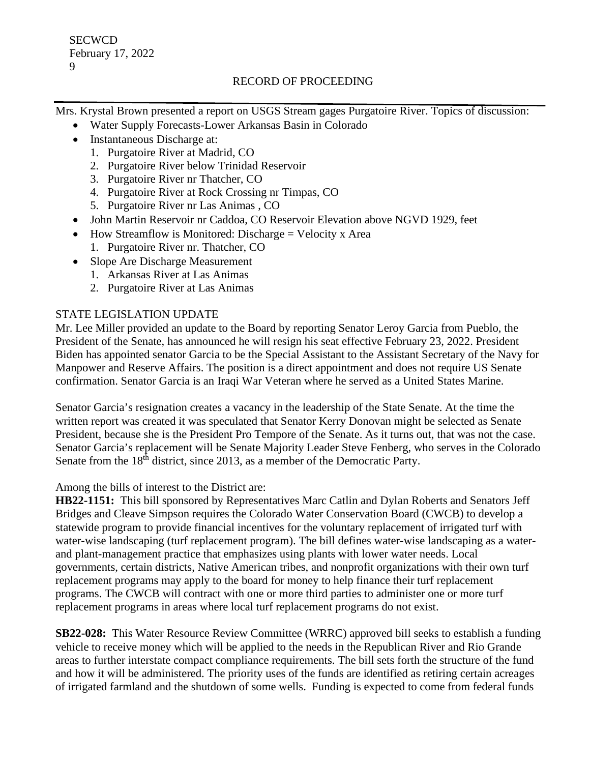Mrs. Krystal Brown presented a report on USGS Stream gages Purgatoire River. Topics of discussion:

- Water Supply Forecasts-Lower Arkansas Basin in Colorado
- Instantaneous Discharge at:
  1. Purgatoire River at Madrid, CO
  2. Purgatoire River below Trinidad Reservoir
  3. Purgatoire River nr Thatcher, CO
  4. Purgatoire River at Rock Crossing nr Timpas, CO
  5. Purgatoire River nr Las Animas , CO
- John Martin Reservoir nr Caddoa, CO Reservoir Elevation above NGVD 1929, feet
- How Streamflow is Monitored: Discharge = Velocity x Area
  1. Purgatoire River nr. Thatcher, CO
- Slope Are Discharge Measurement
  1. Arkansas River at Las Animas
  2. Purgatoire River at Las Animas

STATE LEGISLATION UPDATE

Mr. Lee Miller provided an update to the Board by reporting Senator Leroy Garcia from Pueblo, the President of the Senate, has announced he will resign his seat effective February 23, 2022. President Biden has appointed senator Garcia to be the Special Assistant to the Assistant Secretary of the Navy for Manpower and Reserve Affairs. The position is a direct appointment and does not require US Senate confirmation. Senator Garcia is an Iraqi War Veteran where he served as a United States Marine.

Senator Garcia's resignation creates a vacancy in the leadership of the State Senate. At the time the written report was created it was speculated that Senator Kerry Donovan might be selected as Senate President, because she is the President Pro Tempore of the Senate. As it turns out, that was not the case. Senator Garcia's replacement will be Senate Majority Leader Steve Fenberg, who serves in the Colorado Senate from the 18th district, since 2013, as a member of the Democratic Party.

Among the bills of interest to the District are:

**HB22-1151:** This bill sponsored by Representatives Marc Catlin and Dylan Roberts and Senators Jeff Bridges and Cleave Simpson requires the Colorado Water Conservation Board (CWCB) to develop a statewide program to provide financial incentives for the voluntary replacement of irrigated turf with water-wise landscaping (turf replacement program). The bill defines water-wise landscaping as a water- and plant-management practice that emphasizes using plants with lower water needs. Local governments, certain districts, Native American tribes, and nonprofit organizations with their own turf replacement programs may apply to the board for money to help finance their turf replacement programs. The CWCB will contract with one or more third parties to administer one or more turf replacement programs in areas where local turf replacement programs do not exist.

**SB22-028:** This Water Resource Review Committee (WRRC) approved bill seeks to establish a funding vehicle to receive money which will be applied to the needs in the Republican River and Rio Grande areas to further interstate compact compliance requirements. The bill sets forth the structure of the fund and how it will be administered. The priority uses of the funds are identified as retiring certain acreages of irrigated farmland and the shutdown of some wells. Funding is expected to come from federal funds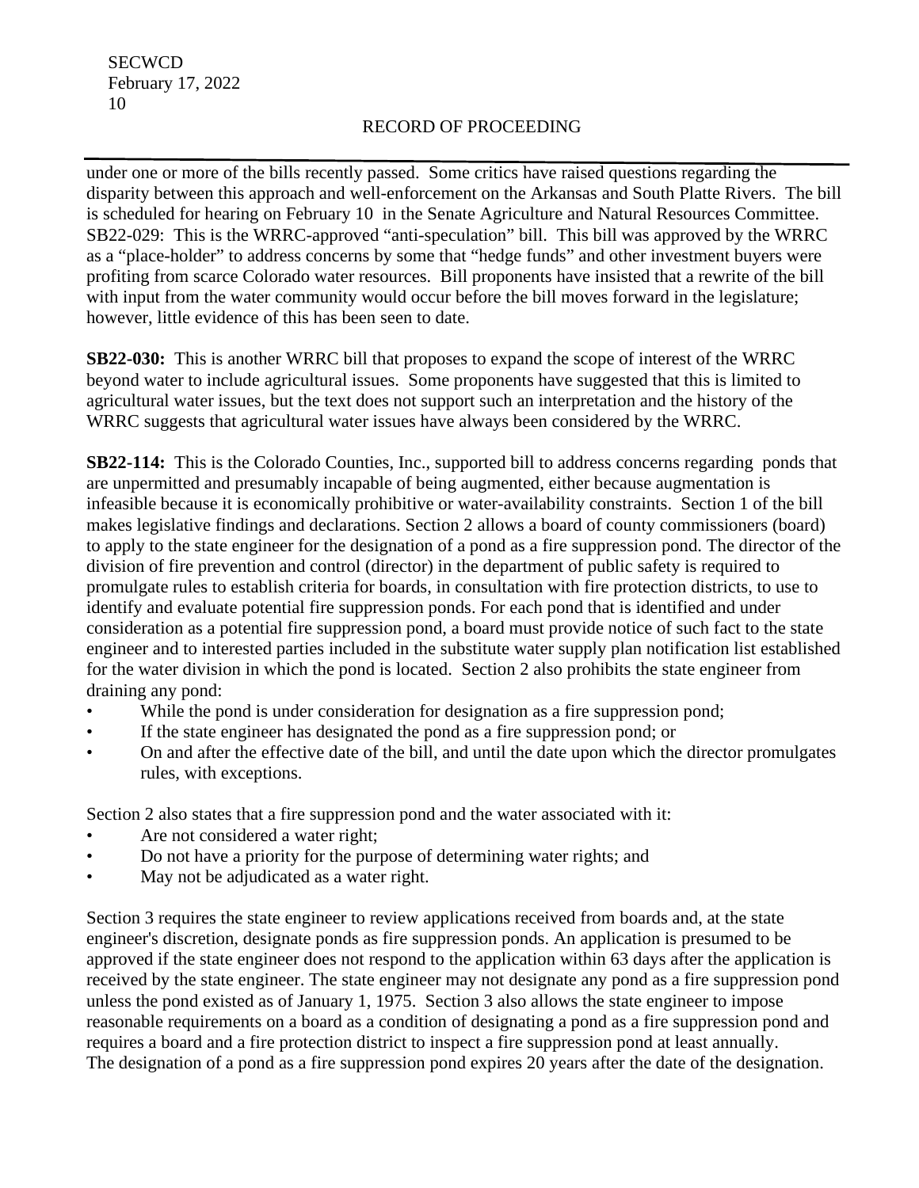under one or more of the bills recently passed. Some critics have raised questions regarding the disparity between this approach and well-enforcement on the Arkansas and South Platte Rivers. The bill is scheduled for hearing on February 10 in the Senate Agriculture and Natural Resources Committee. SB22-029: This is the WRRC-approved "anti-speculation" bill. This bill was approved by the WRRC as a "place-holder" to address concerns by some that "hedge funds" and other investment buyers were profiting from scarce Colorado water resources. Bill proponents have insisted that a rewrite of the bill with input from the water community would occur before the bill moves forward in the legislature; however, little evidence of this has been seen to date.

**SB22-030:** This is another WRRC bill that proposes to expand the scope of interest of the WRRC beyond water to include agricultural issues. Some proponents have suggested that this is limited to agricultural water issues, but the text does not support such an interpretation and the history of the WRRC suggests that agricultural water issues have always been considered by the WRRC.

**SB22-114:** This is the Colorado Counties, Inc., supported bill to address concerns regarding ponds that are unpermitted and presumably incapable of being augmented, either because augmentation is infeasible because it is economically prohibitive or water-availability constraints. Section 1 of the bill makes legislative findings and declarations. Section 2 allows a board of county commissioners (board) to apply to the state engineer for the designation of a pond as a fire suppression pond. The director of the division of fire prevention and control (director) in the department of public safety is required to promulgate rules to establish criteria for boards, in consultation with fire protection districts, to use to identify and evaluate potential fire suppression ponds. For each pond that is identified and under consideration as a potential fire suppression pond, a board must provide notice of such fact to the state engineer and to interested parties included in the substitute water supply plan notification list established for the water division in which the pond is located. Section 2 also prohibits the state engineer from draining any pond:

- While the pond is under consideration for designation as a fire suppression pond;
- If the state engineer has designated the pond as a fire suppression pond; or
- On and after the effective date of the bill, and until the date upon which the director promulgates rules, with exceptions.

Section 2 also states that a fire suppression pond and the water associated with it:

- Are not considered a water right;
- Do not have a priority for the purpose of determining water rights; and
- May not be adjudicated as a water right.

Section 3 requires the state engineer to review applications received from boards and, at the state engineer's discretion, designate ponds as fire suppression ponds. An application is presumed to be approved if the state engineer does not respond to the application within 63 days after the application is received by the state engineer. The state engineer may not designate any pond as a fire suppression pond unless the pond existed as of January 1, 1975. Section 3 also allows the state engineer to impose reasonable requirements on a board as a condition of designating a pond as a fire suppression pond and requires a board and a fire protection district to inspect a fire suppression pond at least annually. The designation of a pond as a fire suppression pond expires 20 years after the date of the designation.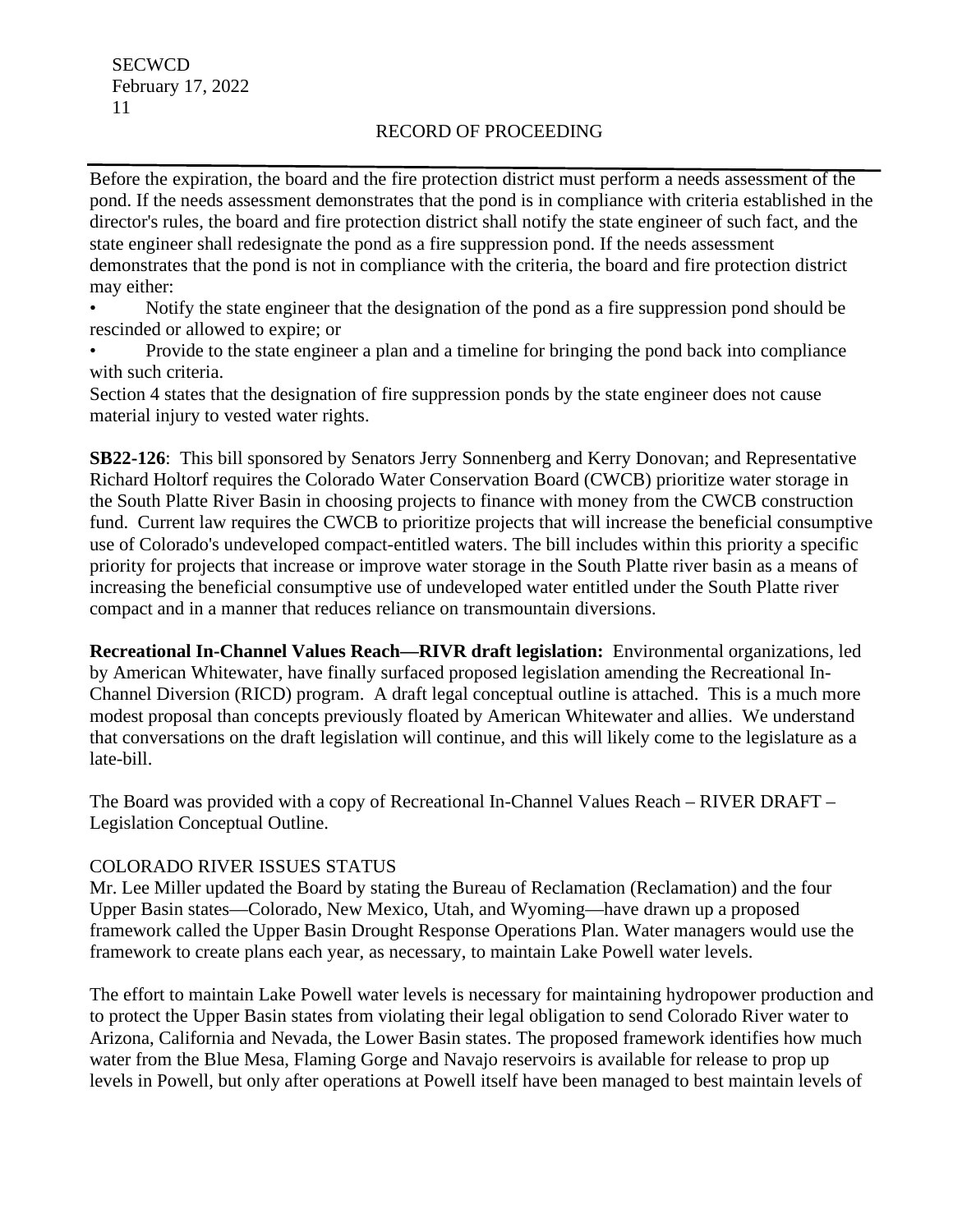Before the expiration, the board and the fire protection district must perform a needs assessment of the pond. If the needs assessment demonstrates that the pond is in compliance with criteria established in the director's rules, the board and fire protection district shall notify the state engineer of such fact, and the state engineer shall redesignate the pond as a fire suppression pond. If the needs assessment demonstrates that the pond is not in compliance with the criteria, the board and fire protection district may either:

- Notify the state engineer that the designation of the pond as a fire suppression pond should be rescinded or allowed to expire; or
- Provide to the state engineer a plan and a timeline for bringing the pond back into compliance with such criteria.

Section 4 states that the designation of fire suppression ponds by the state engineer does not cause material injury to vested water rights.

**SB22-126**: This bill sponsored by Senators Jerry Sonnenberg and Kerry Donovan; and Representative Richard Holtorf requires the Colorado Water Conservation Board (CWCB) prioritize water storage in the South Platte River Basin in choosing projects to finance with money from the CWCB construction fund. Current law requires the CWCB to prioritize projects that will increase the beneficial consumptive use of Colorado's undeveloped compact-entitled waters. The bill includes within this priority a specific priority for projects that increase or improve water storage in the South Platte river basin as a means of increasing the beneficial consumptive use of undeveloped water entitled under the South Platte river compact and in a manner that reduces reliance on transmountain diversions.

**Recreational In-Channel Values Reach—RIVR draft legislation:** Environmental organizations, led by American Whitewater, have finally surfaced proposed legislation amending the Recreational In-Channel Diversion (RICD) program. A draft legal conceptual outline is attached. This is a much more modest proposal than concepts previously floated by American Whitewater and allies. We understand that conversations on the draft legislation will continue, and this will likely come to the legislature as a late-bill.

The Board was provided with a copy of Recreational In-Channel Values Reach – RIVER DRAFT – Legislation Conceptual Outline.

COLORADO RIVER ISSUES STATUS

Mr. Lee Miller updated the Board by stating the Bureau of Reclamation (Reclamation) and the four Upper Basin states—Colorado, New Mexico, Utah, and Wyoming—have drawn up a proposed framework called the Upper Basin Drought Response Operations Plan. Water managers would use the framework to create plans each year, as necessary, to maintain Lake Powell water levels.

The effort to maintain Lake Powell water levels is necessary for maintaining hydropower production and to protect the Upper Basin states from violating their legal obligation to send Colorado River water to Arizona, California and Nevada, the Lower Basin states. The proposed framework identifies how much water from the Blue Mesa, Flaming Gorge and Navajo reservoirs is available for release to prop up levels in Powell, but only after operations at Powell itself have been managed to best maintain levels of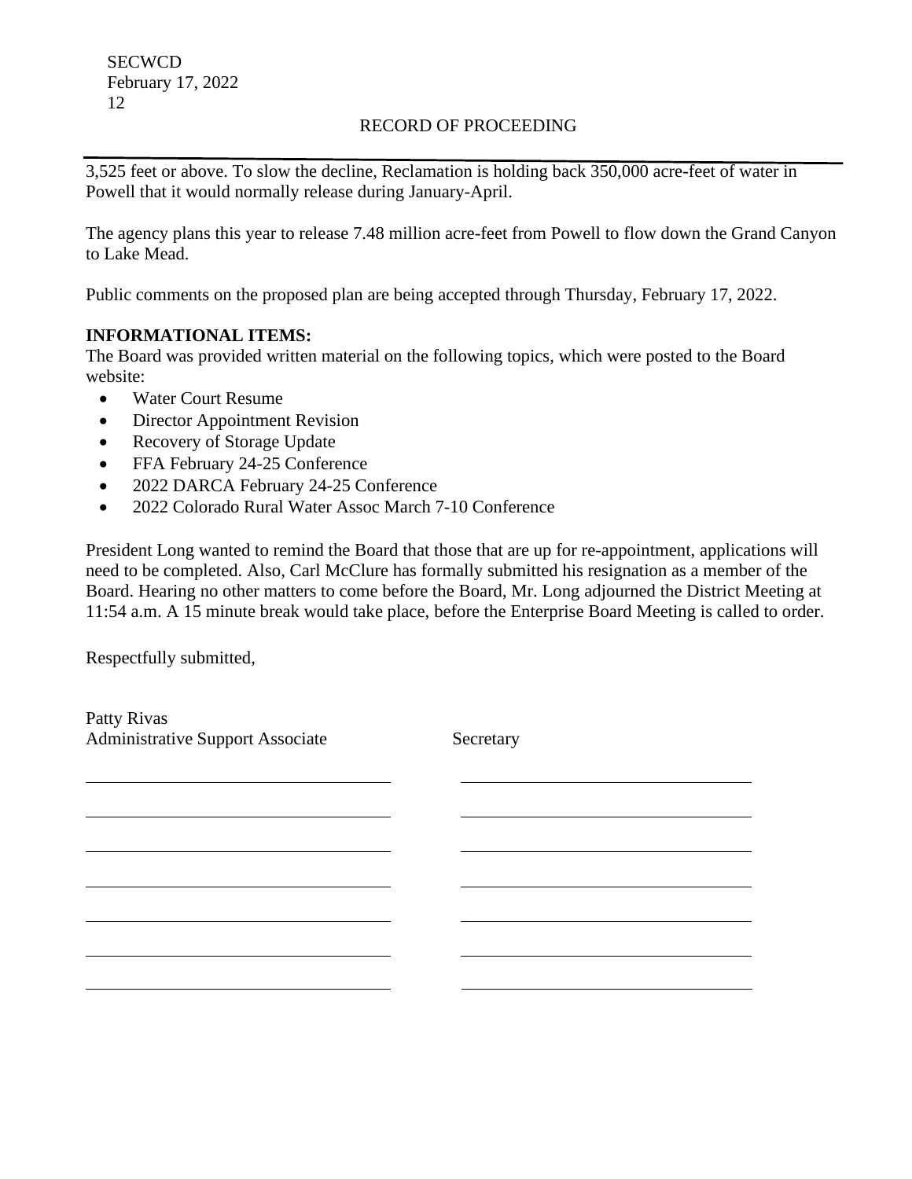3,525 feet or above. To slow the decline, Reclamation is holding back 350,000 acre-feet of water in Powell that it would normally release during January-April.

The agency plans this year to release 7.48 million acre-feet from Powell to flow down the Grand Canyon to Lake Mead.

Public comments on the proposed plan are being accepted through Thursday, February 17, 2022.

**INFORMATIONAL ITEMS:**
The Board was provided written material on the following topics, which were posted to the Board website:

- Water Court Resume
- Director Appointment Revision
- Recovery of Storage Update
- FFA February 24-25 Conference
- 2022 DARCA February 24-25 Conference
- 2022 Colorado Rural Water Assoc March 7-10 Conference

President Long wanted to remind the Board that those that are up for re-appointment, applications will need to be completed. Also, Carl McClure has formally submitted his resignation as a member of the Board. Hearing no other matters to come before the Board, Mr. Long adjourned the District Meeting at 11:54 a.m. A 15 minute break would take place, before the Enterprise Board Meeting is called to order.

Respectfully submitted,

Patty Rivas
Administrative Support Associate

Secretary

| | |
|---|---|
| ______________________ | ______________________ |
| ______________________ | ______________________ |
| ______________________ | ______________________ |
| ______________________ | ______________________ |
| ______________________ | ______________________ |
| ______________________ | ______________________ |
| ______________________ | ______________________ |